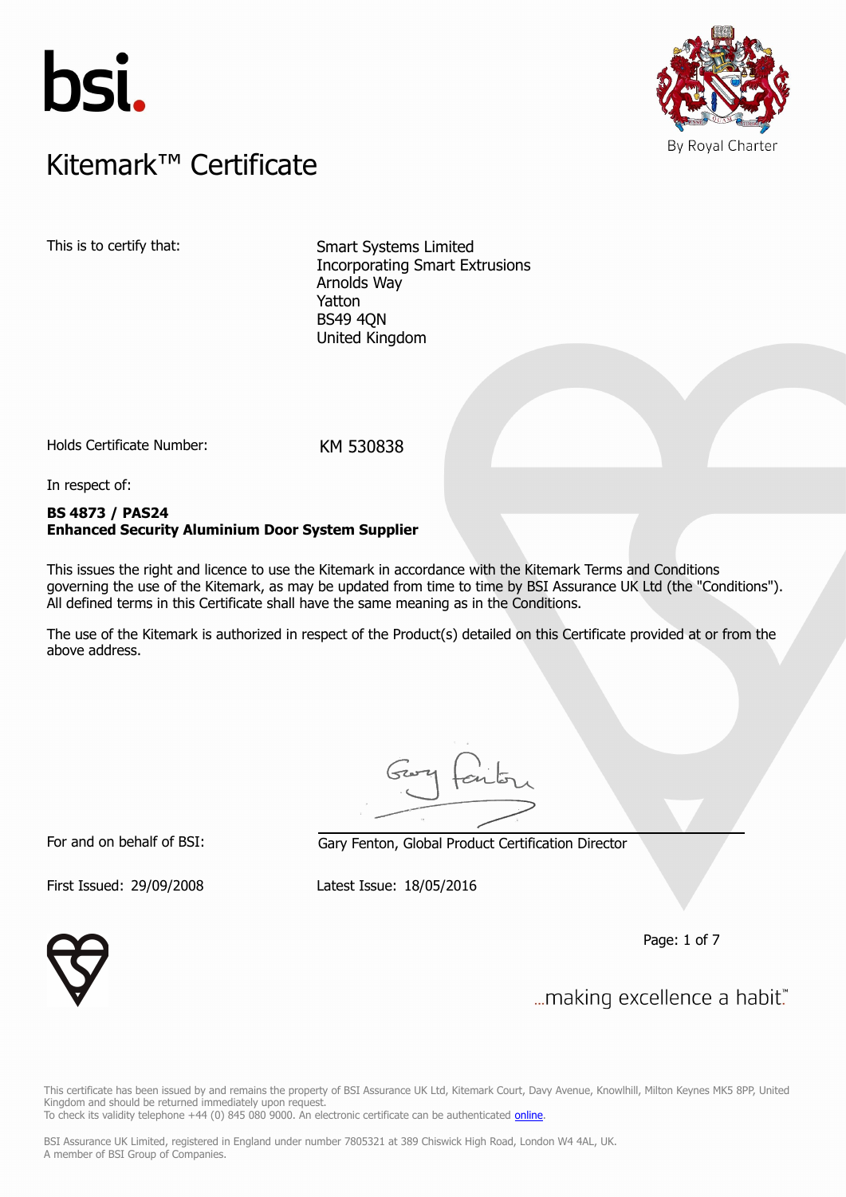bsi.

# Kitemark™ Certificate

By Royal Charter

This is to certify that:

Smart Systems Limited
Incorporating Smart Extrusions
Arnolds Way
Yatton
BS49 4QN
United Kingdom

Holds Certificate Number: KM 530838

In respect of:

**BS 4873 / PAS24**
**Enhanced Security Aluminium Door System Supplier**

This issues the right and licence to use the Kitemark in accordance with the Kitemark Terms and Conditions governing the use of the Kitemark, as may be updated from time to time by BSI Assurance UK Ltd (the "Conditions"). All defined terms in this Certificate shall have the same meaning as in the Conditions.

The use of the Kitemark is authorized in respect of the Product(s) detailed on this Certificate provided at or from the above address.

For and on behalf of BSI: Gary Fenton, Global Product Certification Director

First Issued: 29/09/2008 Latest Issue: 18/05/2016

...making excellence a habit.™

This certificate has been issued by and remains the property of BSI Assurance UK Ltd, Kitemark Court, Davy Avenue, Knowlhill, Milton Keynes MK5 8PP, United Kingdom and should be returned immediately upon request.
To check its validity telephone +44 (0) 845 080 9000. An electronic certificate can be authenticated online.

BSI Assurance UK Limited, registered in England under number 7805321 at 389 Chiswick High Road, London W4 4AL, UK.
A member of BSI Group of Companies.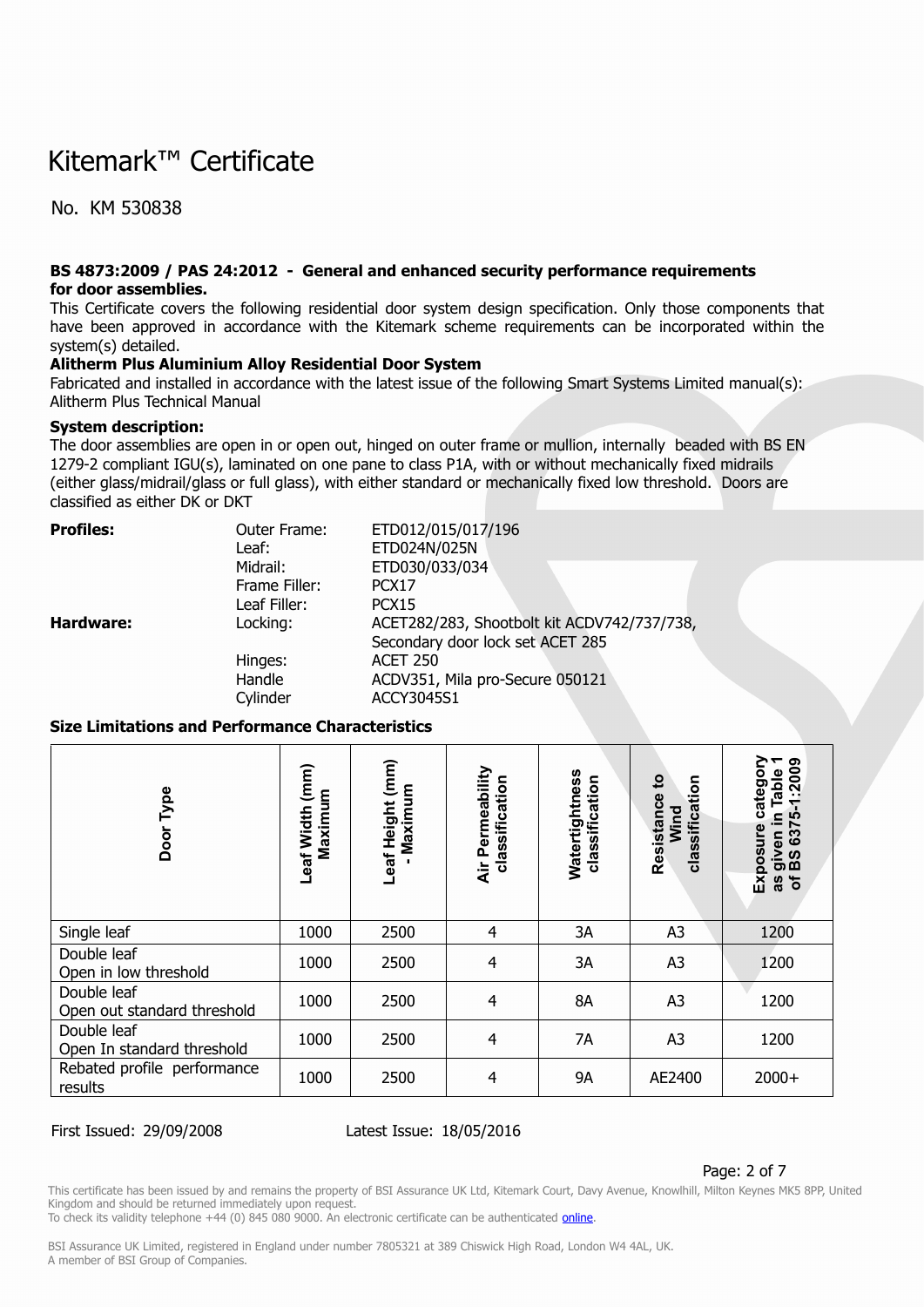# Kitemark™ Certificate

No. KM 530838

**BS 4873:2009 / PAS 24:2012 - General and enhanced security performance requirements for door assemblies.**

This Certificate covers the following residential door system design specification. Only those components that have been approved in accordance with the Kitemark scheme requirements can be incorporated within the system(s) detailed.

**Alitherm Plus Aluminium Alloy Residential Door System**

Fabricated and installed in accordance with the latest issue of the following Smart Systems Limited manual(s):
Alitherm Plus Technical Manual

**System description:**

The door assemblies are open in or open out, hinged on outer frame or mullion, internally beaded with BS EN 1279-2 compliant IGU(s), laminated on one pane to class P1A, with or without mechanically fixed midrails (either glass/midrail/glass or full glass), with either standard or mechanically fixed low threshold. Doors are classified as either DK or DKT

| | | |
|---|---|---|
| **Profiles:** | Outer Frame: | ETD012/015/017/196 |
| | Leaf: | ETD024N/025N |
| | Midrail: | ETD030/033/034 |
| | Frame Filler: | PCX17 |
| | Leaf Filler: | PCX15 |
| **Hardware:** | Locking: | ACET282/283, Shootbolt kit ACDV742/737/738, Secondary door lock set ACET 285 |
| | Hinges: | ACET 250 |
| | Handle | ACDV351, Mila pro-Secure 050121 |
| | Cylinder | ACCY3045S1 |

**Size Limitations and Performance Characteristics**

| Door Type | Leaf Width (mm) Maximum | Leaf Height (mm) - Maximum | Air Permeability classification | Watertightness classification | Resistance to Wind classification | Exposure category as given in Table 1 of BS 6375-1:2009 |
|---|---|---|---|---|---|---|
| Single leaf | 1000 | 2500 | 4 | 3A | A3 | 1200 |
| Double leaf Open in low threshold | 1000 | 2500 | 4 | 3A | A3 | 1200 |
| Double leaf Open out standard threshold | 1000 | 2500 | 4 | 8A | A3 | 1200 |
| Double leaf Open In standard threshold | 1000 | 2500 | 4 | 7A | A3 | 1200 |
| Rebated profile performance results | 1000 | 2500 | 4 | 9A | AE2400 | 2000+ |

First Issued: 29/09/2008 Latest Issue: 18/05/2016

This certificate has been issued by and remains the property of BSI Assurance UK Ltd, Kitemark Court, Davy Avenue, Knowlhill, Milton Keynes MK5 8PP, United Kingdom and should be returned immediately upon request.
To check its validity telephone +44 (0) 845 080 9000. An electronic certificate can be authenticated online.

BSI Assurance UK Limited, registered in England under number 7805321 at 389 Chiswick High Road, London W4 4AL, UK.
A member of BSI Group of Companies.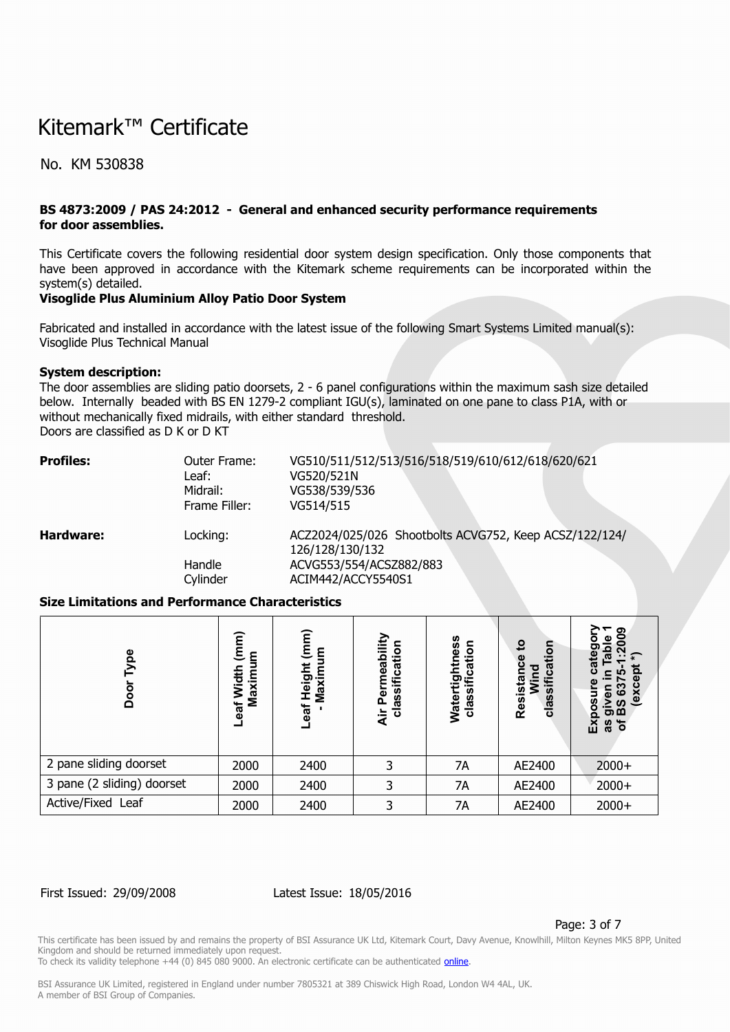// Kitemark™ Certificate

No. KM 530838

**BS 4873:2009 / PAS 24:2012 - General and enhanced security performance requirements for door assemblies.**

This Certificate covers the following residential door system design specification. Only those components that have been approved in accordance with the Kitemark scheme requirements can be incorporated within the system(s) detailed.

**Visoglide Plus Aluminium Alloy Patio Door System**

Fabricated and installed in accordance with the latest issue of the following Smart Systems Limited manual(s):
Visoglide Plus Technical Manual

**System description:**

The door assemblies are sliding patio doorsets, 2 - 6 panel configurations within the maximum sash size detailed below. Internally beaded with BS EN 1279-2 compliant IGU(s), laminated on one pane to class P1A, with or without mechanically fixed midrails, with either standard threshold.
Doors are classified as D K or D KT

| | | |
|---|---|---|
| **Profiles:** | Outer Frame: | VG510/511/512/513/516/518/519/610/612/618/620/621 |
| | Leaf: | VG520/521N |
| | Midrail: | VG538/539/536 |
| | Frame Filler: | VG514/515 |
| **Hardware:** | Locking: | ACZ2024/025/026 Shootbolts ACVG752, Keep ACSZ/122/124/126/128/130/132 |
| | Handle | ACVG553/554/ACSZ882/883 |
| | Cylinder | ACIM442/ACCY5540S1 |

**Size Limitations and Performance Characteristics**

| Door Type | Leaf Width (mm) Maximum | Leaf Height (mm) - Maximum | Air Permeability classification | Watertightness classification | Resistance to Wind classification | Exposure category as given in Table 1 of BS 6375-1:2009 (except *) |
|---|---|---|---|---|---|---|
| 2 pane sliding doorset | 2000 | 2400 | 3 | 7A | AE2400 | 2000+ |
| 3 pane (2 sliding) doorset | 2000 | 2400 | 3 | 7A | AE2400 | 2000+ |
| Active/Fixed Leaf | 2000 | 2400 | 3 | 7A | AE2400 | 2000+ |

First Issued: 29/09/2008 Latest Issue: 18/05/2016

This certificate has been issued by and remains the property of BSI Assurance UK Ltd, Kitemark Court, Davy Avenue, Knowlhill, Milton Keynes MK5 8PP, United Kingdom and should be returned immediately upon request.
To check its validity telephone +44 (0) 845 080 9000. An electronic certificate can be authenticated online.

BSI Assurance UK Limited, registered in England under number 7805321 at 389 Chiswick High Road, London W4 4AL, UK.
A member of BSI Group of Companies.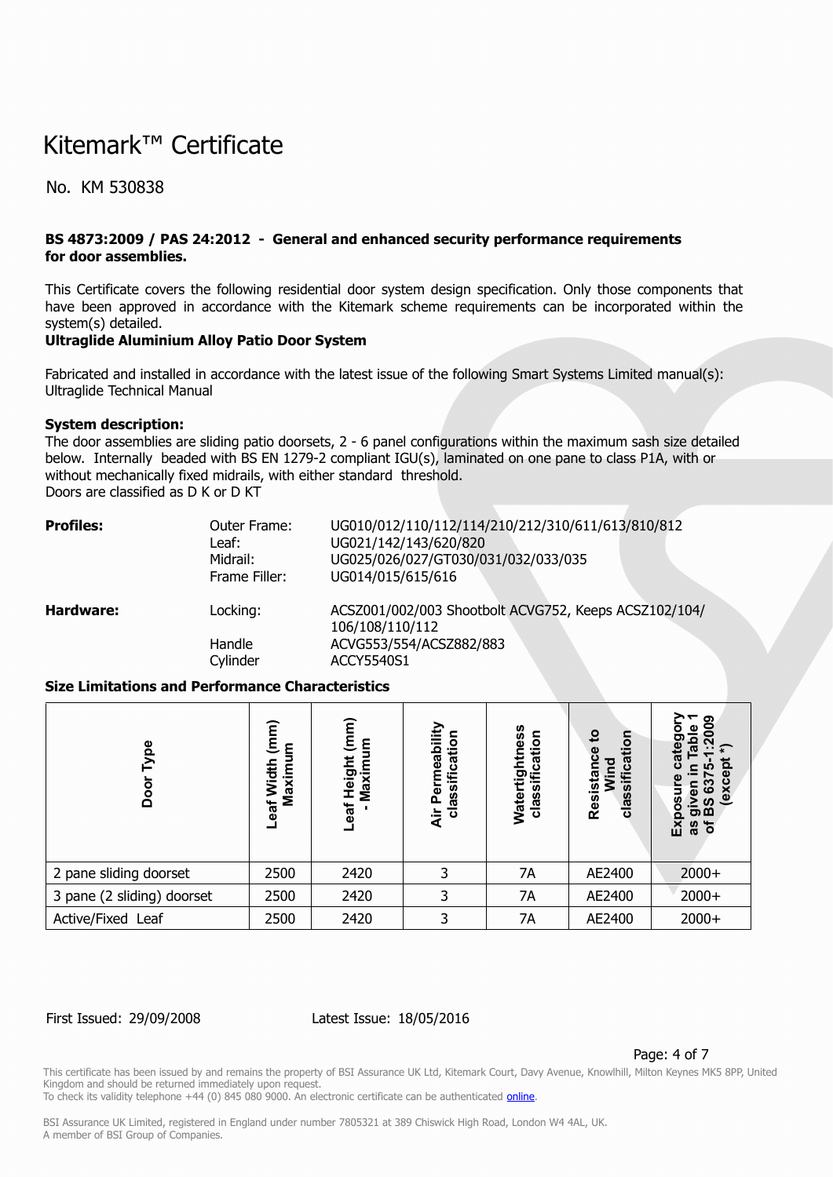# Kitemark™ Certificate

No. KM 530838

**BS 4873:2009 / PAS 24:2012 - General and enhanced security performance requirements for door assemblies.**

This Certificate covers the following residential door system design specification. Only those components that have been approved in accordance with the Kitemark scheme requirements can be incorporated within the system(s) detailed.

**Ultraglide Aluminium Alloy Patio Door System**

Fabricated and installed in accordance with the latest issue of the following Smart Systems Limited manual(s):
Ultraglide Technical Manual

**System description:**
The door assemblies are sliding patio doorsets, 2 - 6 panel configurations within the maximum sash size detailed below. Internally beaded with BS EN 1279-2 compliant IGU(s), laminated on one pane to class P1A, with or without mechanically fixed midrails, with either standard threshold.
Doors are classified as D K or D KT

| | | |
|---|---|---|
| **Profiles:** | Outer Frame: | UG010/012/110/112/114/210/212/310/611/613/810/812 |
| | Leaf: | UG021/142/143/620/820 |
| | Midrail: | UG025/026/027/GT030/031/032/033/035 |
| | Frame Filler: | UG014/015/615/616 |
| **Hardware:** | Locking: | ACSZ001/002/003 Shootbolt ACVG752, Keeps ACSZ102/104/106/108/110/112 |
| | Handle | ACVG553/554/ACSZ882/883 |
| | Cylinder | ACCY5540S1 |

**Size Limitations and Performance Characteristics**

| Door Type | Leaf Width (mm) Maximum | Leaf Height (mm) - Maximum | Air Permeability classification | Watertightness classification | Resistance to Wind classification | Exposure category as given in Table 1 of BS 6375-1:2009 (except *) |
|---|---|---|---|---|---|---|
| 2 pane sliding doorset | 2500 | 2420 | 3 | 7A | AE2400 | 2000+ |
| 3 pane (2 sliding) doorset | 2500 | 2420 | 3 | 7A | AE2400 | 2000+ |
| Active/Fixed Leaf | 2500 | 2420 | 3 | 7A | AE2400 | 2000+ |

First Issued: 29/09/2008 Latest Issue: 18/05/2016

This certificate has been issued by and remains the property of BSI Assurance UK Ltd, Kitemark Court, Davy Avenue, Knowlhill, Milton Keynes MK5 8PP, United Kingdom and should be returned immediately upon request.
To check its validity telephone +44 (0) 845 080 9000. An electronic certificate can be authenticated online.

BSI Assurance UK Limited, registered in England under number 7805321 at 389 Chiswick High Road, London W4 4AL, UK.
A member of BSI Group of Companies.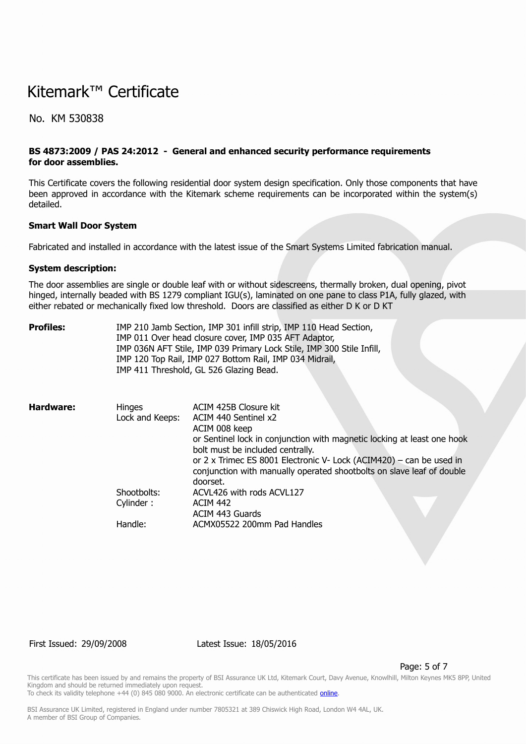# Kitemark™ Certificate

No. KM 530838

**BS 4873:2009 / PAS 24:2012 - General and enhanced security performance requirements for door assemblies.**

This Certificate covers the following residential door system design specification. Only those components that have been approved in accordance with the Kitemark scheme requirements can be incorporated within the system(s) detailed.

**Smart Wall Door System**

Fabricated and installed in accordance with the latest issue of the Smart Systems Limited fabrication manual.

**System description:**

The door assemblies are single or double leaf with or without sidescreens, thermally broken, dual opening, pivot hinged, internally beaded with BS 1279 compliant IGU(s), laminated on one pane to class P1A, fully glazed, with either rebated or mechanically fixed low threshold. Doors are classified as either D K or D KT

**Profiles:** IMP 210 Jamb Section, IMP 301 infill strip, IMP 110 Head Section, IMP 011 Over head closure cover, IMP 035 AFT Adaptor, IMP 036N AFT Stile, IMP 039 Primary Lock Stile, IMP 300 Stile Infill, IMP 120 Top Rail, IMP 027 Bottom Rail, IMP 034 Midrail, IMP 411 Threshold, GL 526 Glazing Bead.

**Hardware:**

| | |
|---|---|
| Hinges | ACIM 425B Closure kit |
| Lock and Keeps: | ACIM 440 Sentinel x2<br>ACIM 008 keep<br>or Sentinel lock in conjunction with magnetic locking at least one hook bolt must be included centrally.<br>or 2 x Trimec ES 8001 Electronic V- Lock (ACIM420) – can be used in conjunction with manually operated shootbolts on slave leaf of double doorset. |
| Shootbolts: | ACVL426 with rods ACVL127 |
| Cylinder : | ACIM 442<br>ACIM 443 Guards |
| Handle: | ACMX05522 200mm Pad Handles |

First Issued: 29/09/2008 Latest Issue: 18/05/2016

This certificate has been issued by and remains the property of BSI Assurance UK Ltd, Kitemark Court, Davy Avenue, Knowlhill, Milton Keynes MK5 8PP, United Kingdom and should be returned immediately upon request.
To check its validity telephone +44 (0) 845 080 9000. An electronic certificate can be authenticated online.

BSI Assurance UK Limited, registered in England under number 7805321 at 389 Chiswick High Road, London W4 4AL, UK.
A member of BSI Group of Companies.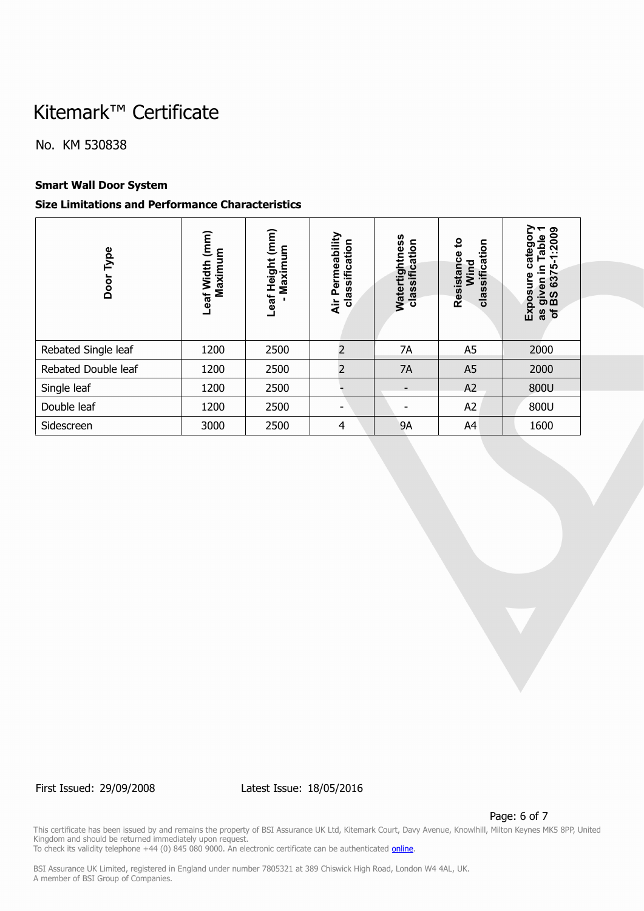# Kitemark™ Certificate

No. KM 530838

**Smart Wall Door System**

**Size Limitations and Performance Characteristics**

| Door Type | Leaf Width (mm) Maximum | Leaf Height (mm) - Maximum | Air Permeability classification | Watertightness classification | Resistance to Wind classification | Exposure category as given in Table 1 of BS 6375-1:2009 |
|---|---|---|---|---|---|---|
| Rebated Single leaf | 1200 | 2500 | 2 | 7A | A5 | 2000 |
| Rebated Double leaf | 1200 | 2500 | 2 | 7A | A5 | 2000 |
| Single leaf | 1200 | 2500 | - | - | A2 | 800U |
| Double leaf | 1200 | 2500 | - | - | A2 | 800U |
| Sidescreen | 3000 | 2500 | 4 | 9A | A4 | 1600 |

First Issued: 29/09/2008 Latest Issue: 18/05/2016

This certificate has been issued by and remains the property of BSI Assurance UK Ltd, Kitemark Court, Davy Avenue, Knowlhill, Milton Keynes MK5 8PP, United Kingdom and should be returned immediately upon request.
To check its validity telephone +44 (0) 845 080 9000. An electronic certificate can be authenticated online.

BSI Assurance UK Limited, registered in England under number 7805321 at 389 Chiswick High Road, London W4 4AL, UK.
A member of BSI Group of Companies.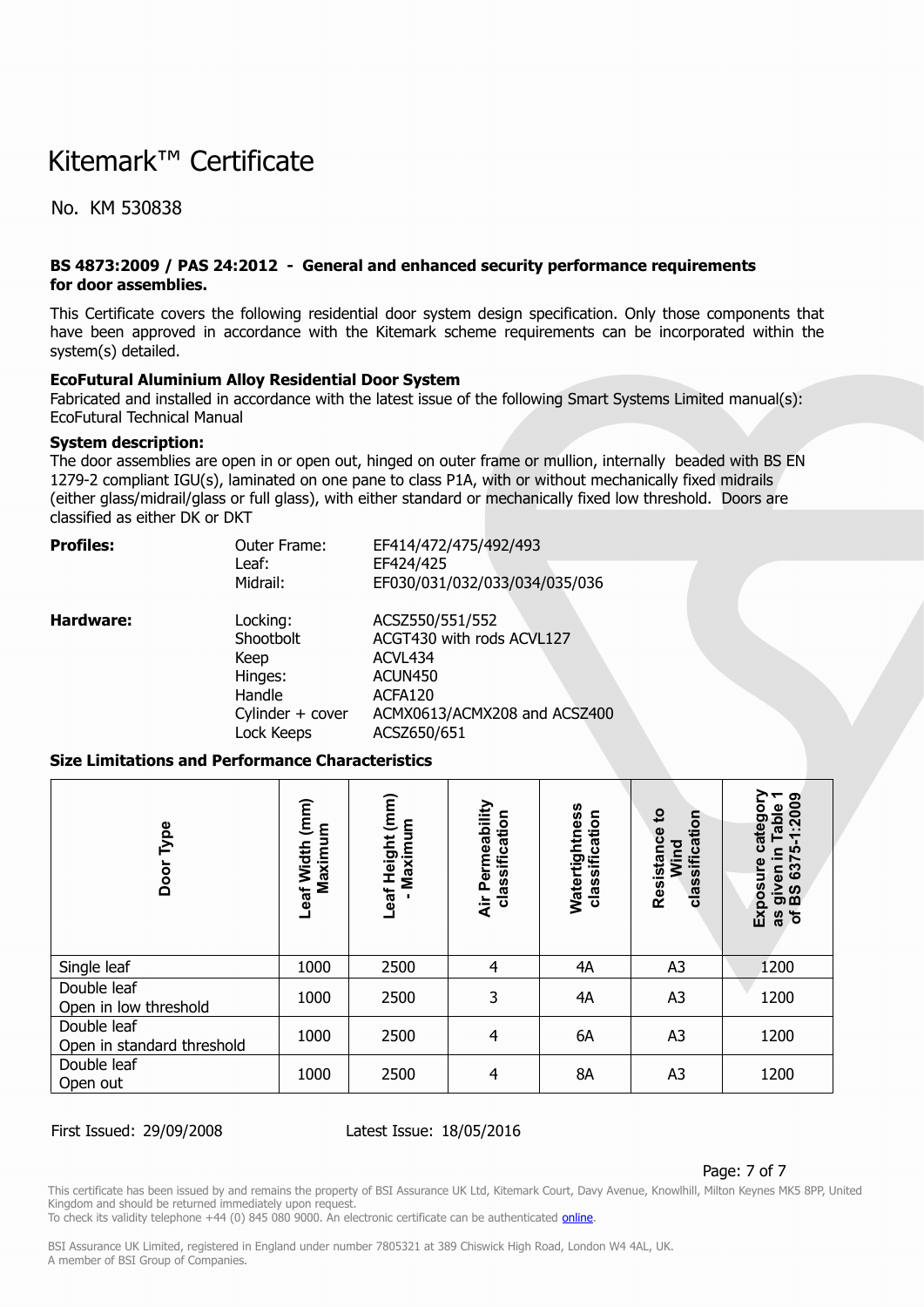# Kitemark™ Certificate

No. KM 530838

**BS 4873:2009 / PAS 24:2012 - General and enhanced security performance requirements for door assemblies.**

This Certificate covers the following residential door system design specification. Only those components that have been approved in accordance with the Kitemark scheme requirements can be incorporated within the system(s) detailed.

**EcoFutural Aluminium Alloy Residential Door System**
Fabricated and installed in accordance with the latest issue of the following Smart Systems Limited manual(s):
EcoFutural Technical Manual

**System description:**
The door assemblies are open in or open out, hinged on outer frame or mullion, internally beaded with BS EN 1279-2 compliant IGU(s), laminated on one pane to class P1A, with or without mechanically fixed midrails (either glass/midrail/glass or full glass), with either standard or mechanically fixed low threshold. Doors are classified as either DK or DKT

| | | |
|---|---|---|
| **Profiles:** | Outer Frame: | EF414/472/475/492/493 |
| | Leaf: | EF424/425 |
| | Midrail: | EF030/031/032/033/034/035/036 |
| **Hardware:** | Locking: | ACSZ550/551/552 |
| | Shootbolt | ACGT430 with rods ACVL127 |
| | Keep | ACVL434 |
| | Hinges: | ACUN450 |
| | Handle | ACFA120 |
| | Cylinder + cover | ACMX0613/ACMX208 and ACSZ400 |
| | Lock Keeps | ACSZ650/651 |

**Size Limitations and Performance Characteristics**

| Door Type | Leaf Width (mm) Maximum | Leaf Height (mm) - Maximum | Air Permeability classification | Watertightness classification | Resistance to Wind classification | Exposure category as given in Table 1 of BS 6375-1:2009 |
|---|---|---|---|---|---|---|
| Single leaf | 1000 | 2500 | 4 | 4A | A3 | 1200 |
| Double leaf Open in low threshold | 1000 | 2500 | 3 | 4A | A3 | 1200 |
| Double leaf Open in standard threshold | 1000 | 2500 | 4 | 6A | A3 | 1200 |
| Double leaf Open out | 1000 | 2500 | 4 | 8A | A3 | 1200 |

First Issued: 29/09/2008 Latest Issue: 18/05/2016

This certificate has been issued by and remains the property of BSI Assurance UK Ltd, Kitemark Court, Davy Avenue, Knowlhill, Milton Keynes MK5 8PP, United Kingdom and should be returned immediately upon request.
To check its validity telephone +44 (0) 845 080 9000. An electronic certificate can be authenticated online.

BSI Assurance UK Limited, registered in England under number 7805321 at 389 Chiswick High Road, London W4 4AL, UK.
A member of BSI Group of Companies.